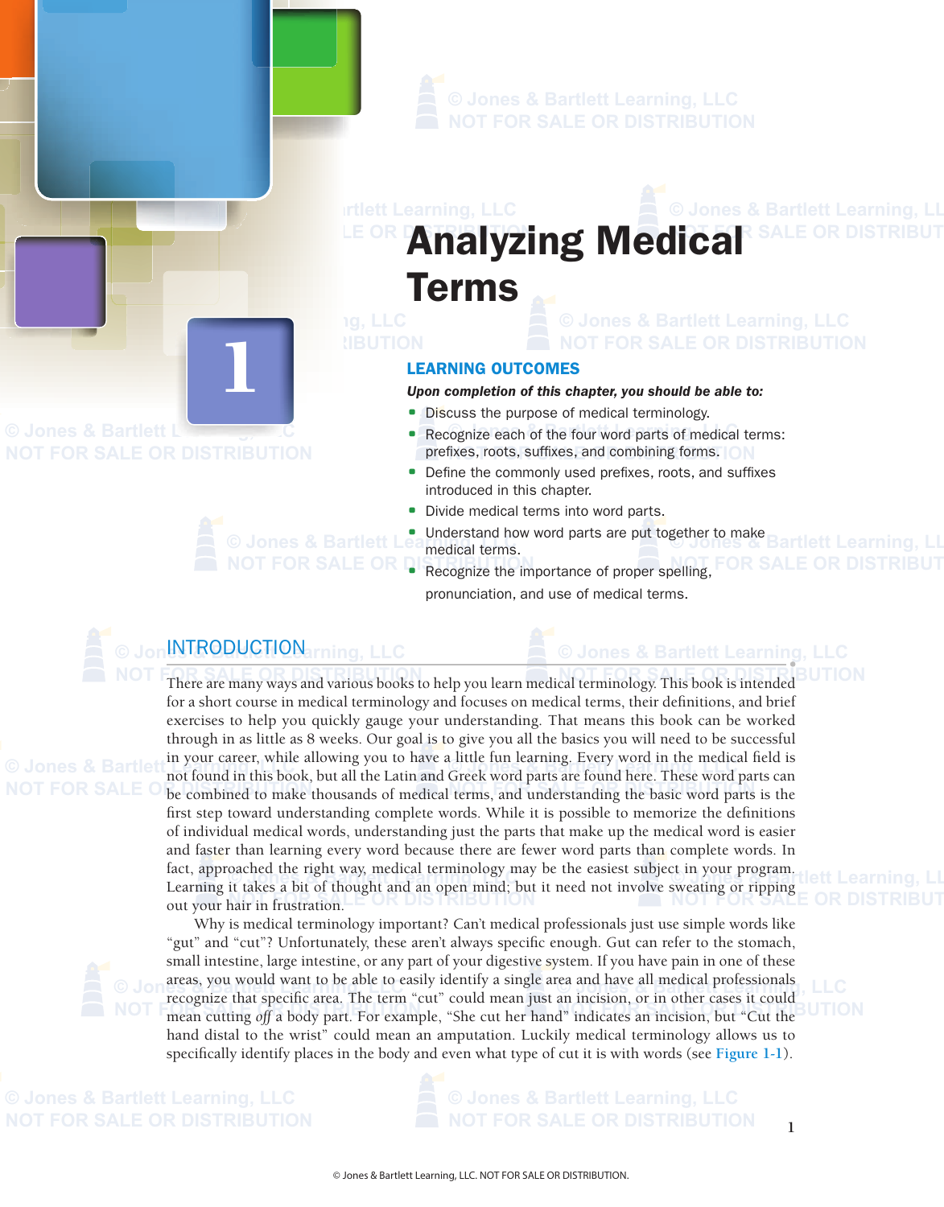# 1 Analyzing Medical Terms

## LEARNING OUTCOMES

***Upon completion of this chapter, you should be able to:***

- Discuss the purpose of medical terminology.
- Recognize each of the four word parts of medical terms: prefixes, roots, suffixes, and combining forms.
- Define the commonly used prefixes, roots, and suffixes introduced in this chapter.
- Divide medical terms into word parts.
- Understand how word parts are put together to make medical terms.
- Recognize the importance of proper spelling, pronunciation, and use of medical terms.

## INTRODUCTION

There are many ways and various books to help you learn medical terminology. This book is intended for a short course in medical terminology and focuses on medical terms, their definitions, and brief exercises to help you quickly gauge your understanding. That means this book can be worked through in as little as 8 weeks. Our goal is to give you all the basics you will need to be successful in your career, while allowing you to have a little fun learning. Every word in the medical field is not found in this book, but all the Latin and Greek word parts are found here. These word parts can be combined to make thousands of medical terms, and understanding the basic word parts is the first step toward understanding complete words. While it is possible to memorize the definitions of individual medical words, understanding just the parts that make up the medical word is easier and faster than learning every word because there are fewer word parts than complete words. In fact, approached the right way, medical terminology may be the easiest subject in your program. Learning it takes a bit of thought and an open mind; but it need not involve sweating or ripping out your hair in frustration.

Why is medical terminology important? Can't medical professionals just use simple words like "gut" and "cut"? Unfortunately, these aren't always specific enough. Gut can refer to the stomach, small intestine, large intestine, or any part of your digestive system. If you have pain in one of these areas, you would want to be able to easily identify a single area and have all medical professionals recognize that specific area. The term "cut" could mean just an incision, or in other cases it could mean cutting *off* a body part. For example, "She cut her hand" indicates an incision, but "Cut the hand distal to the wrist" could mean an amputation. Luckily medical terminology allows us to specifically identify places in the body and even what type of cut it is with words (see Figure 1-1).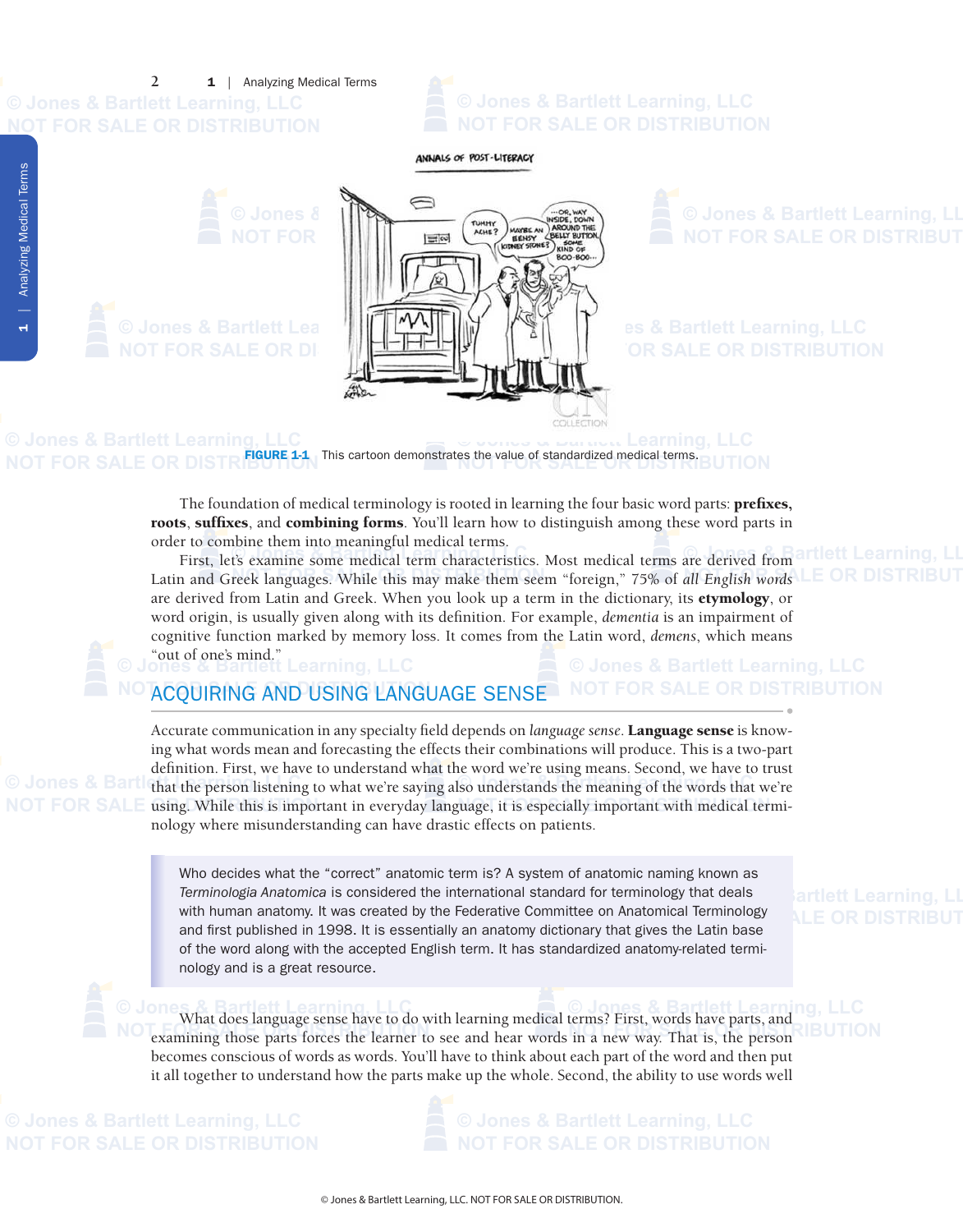FIGURE 1-1 This cartoon demonstrates the value of standardized medical terms.

The foundation of medical terminology is rooted in learning the four basic word parts: **prefixes**, **roots**, **suffixes**, and **combining forms**. You'll learn how to distinguish among these word parts in order to combine them into meaningful medical terms.

First, let's examine some medical term characteristics. Most medical terms are derived from Latin and Greek languages. While this may make them seem "foreign," 75% of *all English words* are derived from Latin and Greek. When you look up a term in the dictionary, its **etymology**, or word origin, is usually given along with its definition. For example, *dementia* is an impairment of cognitive function marked by memory loss. It comes from the Latin word, *demens*, which means "out of one's mind."

## ACQUIRING AND USING LANGUAGE SENSE

Accurate communication in any specialty field depends on *language sense*. **Language sense** is knowing what words mean and forecasting the effects their combinations will produce. This is a two-part definition. First, we have to understand what the word we're using means. Second, we have to trust that the person listening to what we're saying also understands the meaning of the words that we're using. While this is important in everyday language, it is especially important with medical terminology where misunderstanding can have drastic effects on patients.

> Who decides what the "correct" anatomic term is? A system of anatomic naming known as *Terminologia Anatomica* is considered the international standard for terminology that deals with human anatomy. It was created by the Federative Committee on Anatomical Terminology and first published in 1998. It is essentially an anatomy dictionary that gives the Latin base of the word along with the accepted English term. It has standardized anatomy-related terminology and is a great resource.

What does language sense have to do with learning medical terms? First, words have parts, and examining those parts forces the learner to see and hear words in a new way. That is, the person becomes conscious of words as words. You'll have to think about each part of the word and then put it all together to understand how the parts make up the whole. Second, the ability to use words well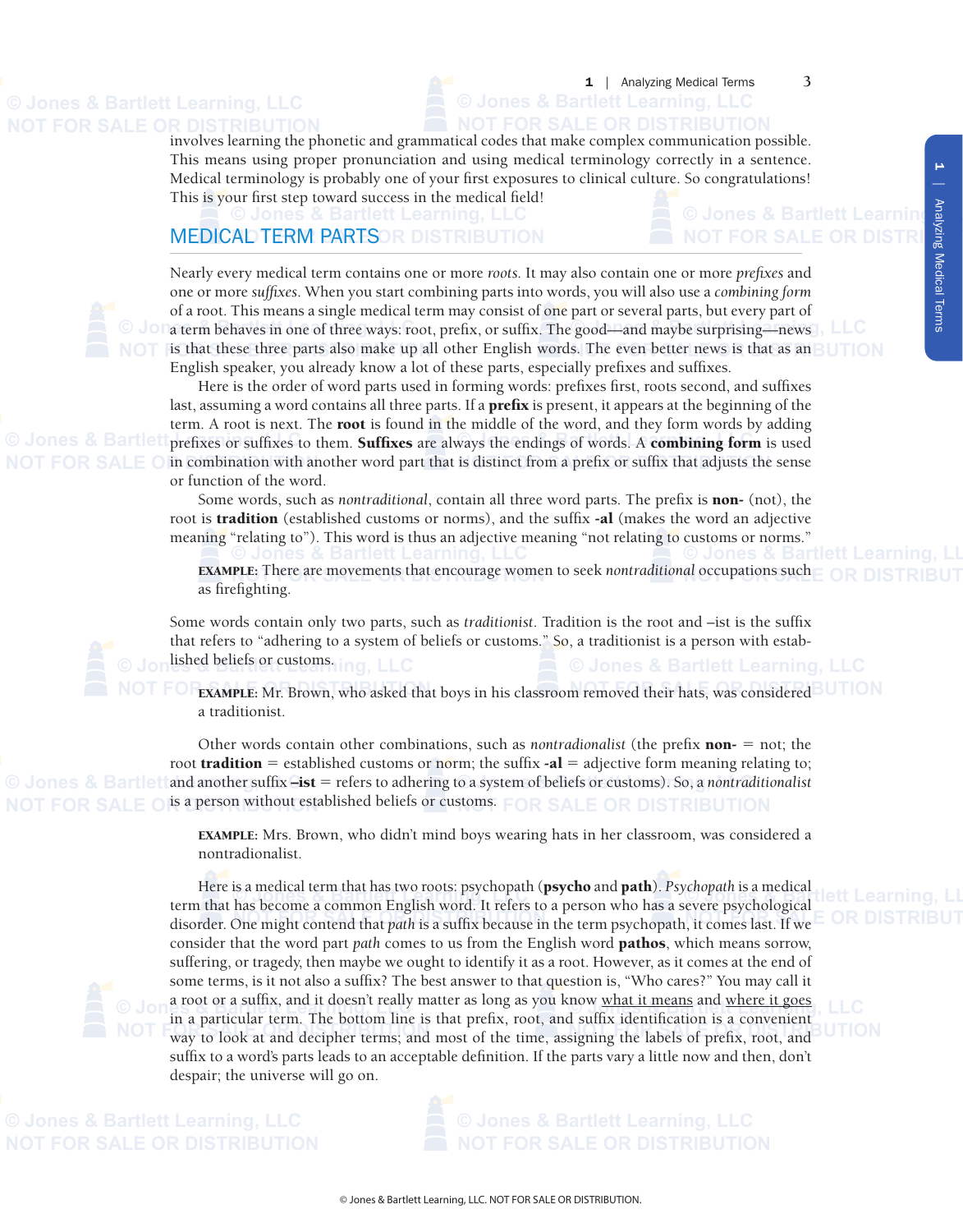involves learning the phonetic and grammatical codes that make complex communication possible. This means using proper pronunciation and using medical terminology correctly in a sentence. Medical terminology is probably one of your first exposures to clinical culture. So congratulations! This is your first step toward success in the medical field!

## MEDICAL TERM PARTS

Nearly every medical term contains one or more *roots*. It may also contain one or more *prefixes* and one or more *suffixes*. When you start combining parts into words, you will also use a *combining form* of a root. This means a single medical term may consist of one part or several parts, but every part of a term behaves in one of three ways: root, prefix, or suffix. The good—and maybe surprising—news is that these three parts also make up all other English words. The even better news is that as an English speaker, you already know a lot of these parts, especially prefixes and suffixes.

Here is the order of word parts used in forming words: prefixes first, roots second, and suffixes last, assuming a word contains all three parts. If a **prefix** is present, it appears at the beginning of the term. A root is next. The **root** is found in the middle of the word, and they form words by adding prefixes or suffixes to them. **Suffixes** are always the endings of words. A **combining form** is used in combination with another word part that is distinct from a prefix or suffix that adjusts the sense or function of the word.

Some words, such as *nontraditional*, contain all three word parts. The prefix is **non-** (not), the root is **tradition** (established customs or norms), and the suffix **-al** (makes the word an adjective meaning "relating to"). This word is thus an adjective meaning "not relating to customs or norms."

> **EXAMPLE:** There are movements that encourage women to seek *nontraditional* occupations such as firefighting.

Some words contain only two parts, such as *traditionist*. Tradition is the root and –ist is the suffix that refers to "adhering to a system of beliefs or customs." So, a traditionist is a person with established beliefs or customs.

> **EXAMPLE:** Mr. Brown, who asked that boys in his classroom removed their hats, was considered a traditionist.

Other words contain other combinations, such as *nontradionalist* (the prefix **non-** = not; the root **tradition** = established customs or norm; the suffix **-al** = adjective form meaning relating to; and another suffix **–ist** = refers to adhering to a system of beliefs or customs). So, a *nontraditionalist* is a person without established beliefs or customs.

> **EXAMPLE:** Mrs. Brown, who didn't mind boys wearing hats in her classroom, was considered a nontradionalist.

Here is a medical term that has two roots: psychopath (**psycho** and **path**). *Psychopath* is a medical term that has become a common English word. It refers to a person who has a severe psychological disorder. One might contend that *path* is a suffix because in the term psychopath, it comes last. If we consider that the word part *path* comes to us from the English word **pathos**, which means sorrow, suffering, or tragedy, then maybe we ought to identify it as a root. However, as it comes at the end of some terms, is it not also a suffix? The best answer to that question is, "Who cares?" You may call it a root or a suffix, and it doesn't really matter as long as you know <u>what it means</u> and <u>where it goes</u> in a particular term. The bottom line is that prefix, root, and suffix identification is a convenient way to look at and decipher terms; and most of the time, assigning the labels of prefix, root, and suffix to a word's parts leads to an acceptable definition. If the parts vary a little now and then, don't despair; the universe will go on.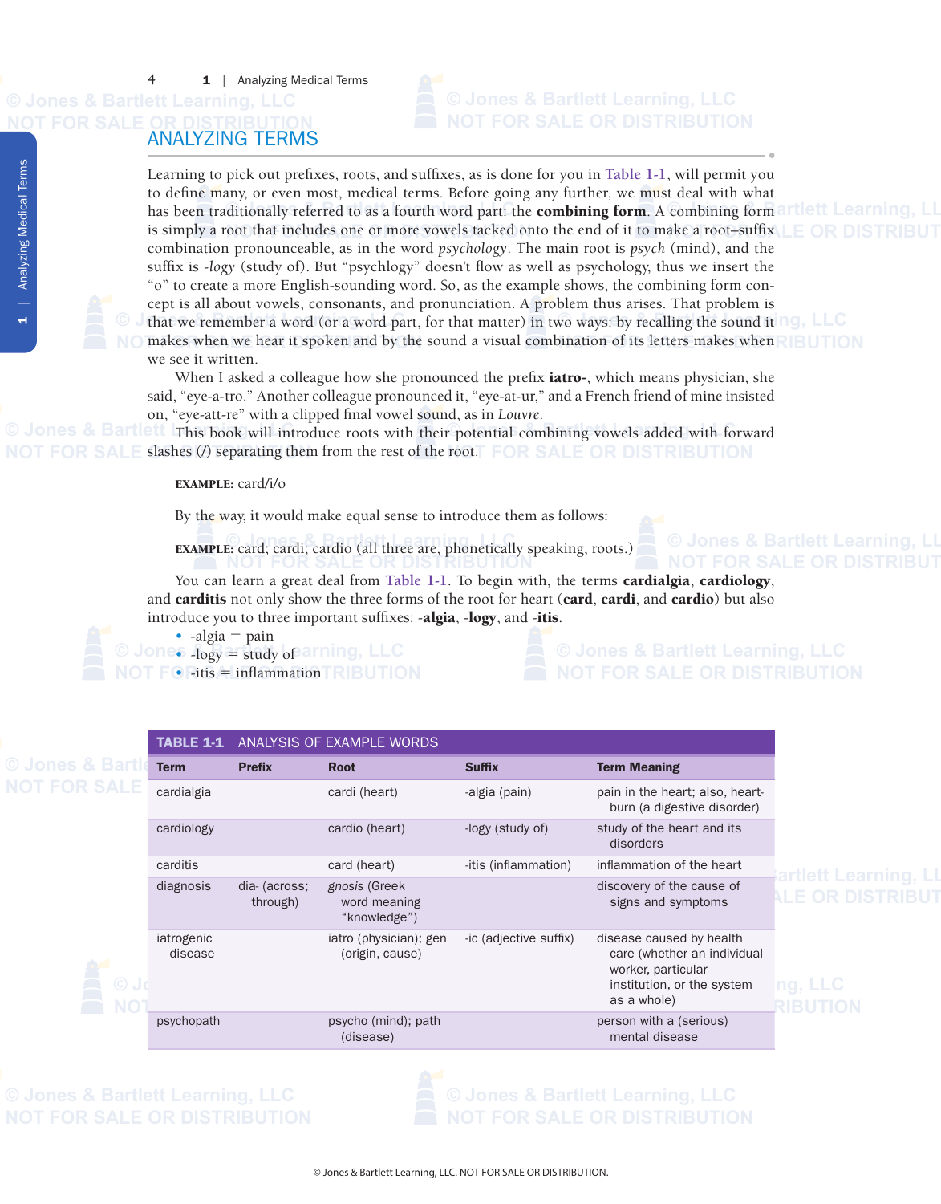## ANALYZING TERMS

Learning to pick out prefixes, roots, and suffixes, as is done for you in Table 1-1, will permit you to define many, or even most, medical terms. Before going any further, we must deal with what has been traditionally referred to as a fourth word part: the **combining form**. A combining form is simply a root that includes one or more vowels tacked onto the end of it to make a root–suffix combination pronounceable, as in the word *psychology*. The main root is *psych* (mind), and the suffix is *-logy* (study of). But "psychlogy" doesn't flow as well as psychology, thus we insert the "o" to create a more English-sounding word. So, as the example shows, the combining form concept is all about vowels, consonants, and pronunciation. A problem thus arises. That problem is that we remember a word (or a word part, for that matter) in two ways: by recalling the sound it makes when we hear it spoken and by the sound a visual combination of its letters makes when we see it written.

When I asked a colleague how she pronounced the prefix **iatro-**, which means physician, she said, "eye-a-tro." Another colleague pronounced it, "eye-at-ur," and a French friend of mine insisted on, "eye-att-re" with a clipped final vowel sound, as in *Louvre*.

This book will introduce roots with their potential combining vowels added with forward slashes (/) separating them from the rest of the root.

**EXAMPLE:** card/i/o

By the way, it would make equal sense to introduce them as follows:

**EXAMPLE:** card; cardi; cardio (all three are, phonetically speaking, roots.)

You can learn a great deal from Table 1-1. To begin with, the terms **cardialgia**, **cardiology**, and **carditis** not only show the three forms of the root for heart (**card**, **cardi**, and **cardio**) but also introduce you to three important suffixes: **-algia**, **-logy**, and **-itis**.

- -algia = pain
- -logy = study of
- -itis = inflammation

**TABLE 1-1 ANALYSIS OF EXAMPLE WORDS**

| Term | Prefix | Root | Suffix | Term Meaning |
|---|---|---|---|---|
| cardialgia | | cardi (heart) | -algia (pain) | pain in the heart; also, heartburn (a digestive disorder) |
| cardiology | | cardio (heart) | -logy (study of) | study of the heart and its disorders |
| carditis | | card (heart) | -itis (inflammation) | inflammation of the heart |
| diagnosis | dia- (across; through) | *gnosis* (Greek word meaning "knowledge") | | discovery of the cause of signs and symptoms |
| iatrogenic disease | | iatro (physician); gen (origin, cause) | -ic (adjective suffix) | disease caused by health care (whether an individual worker, particular institution, or the system as a whole) |
| psychopath | | psycho (mind); path (disease) | | person with a (serious) mental disease |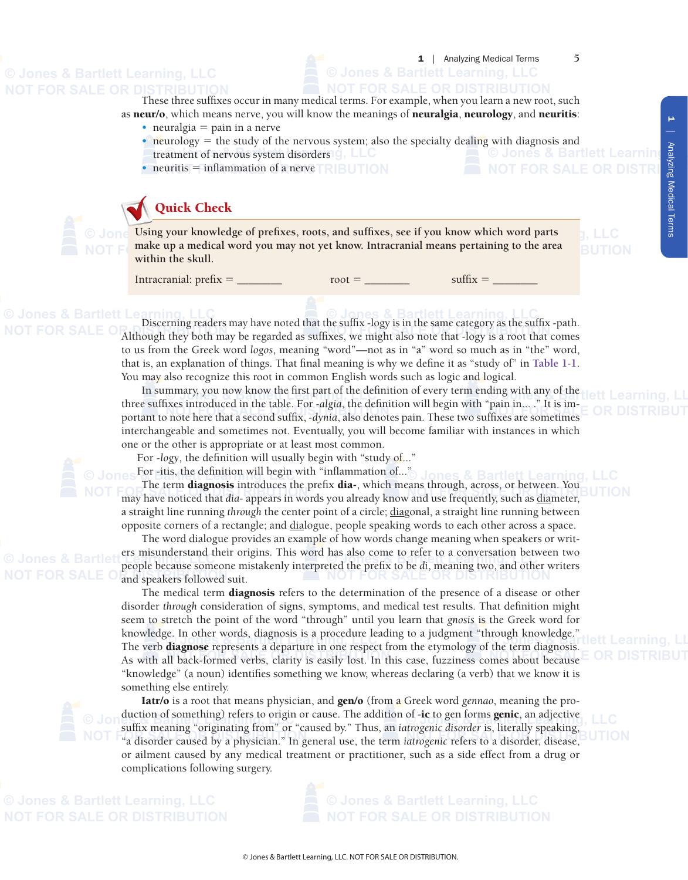These three suffixes occur in many medical terms. For example, when you learn a new root, such as **neur/o**, which means nerve, you will know the meanings of **neuralgia**, **neurology**, and **neuritis**:

- neuralgia = pain in a nerve
- neurology = the study of the nervous system; also the specialty dealing with diagnosis and treatment of nervous system disorders
- neuritis = inflammation of a nerve

### Quick Check

**Using your knowledge of prefixes, roots, and suffixes, see if you know which word parts make up a medical word you may not yet know. Intracranial means pertaining to the area within the skull.**

Intracranial: prefix = ________ root = ________ suffix = ________

Discerning readers may have noted that the suffix -logy is in the same category as the suffix -path. Although they both may be regarded as suffixes, we might also note that -logy is a root that comes to us from the Greek word *logos*, meaning "word"—not as in "a" word so much as in "the" word, that is, an explanation of things. That final meaning is why we define it as "study of" in Table 1-1. You may also recognize this root in common English words such as logic and logical.

In summary, you now know the first part of the definition of every term ending with any of the three suffixes introduced in the table. For *-algia*, the definition will begin with "pain in... ." It is important to note here that a second suffix, *-dynia*, also denotes pain. These two suffixes are sometimes interchangeable and sometimes not. Eventually, you will become familiar with instances in which one or the other is appropriate or at least most common.

For *-logy*, the definition will usually begin with "study of..."

For -itis, the definition will begin with "inflammation of..."

The term **diagnosis** introduces the prefix **dia-**, which means through, across, or between. You may have noticed that *dia-* appears in words you already know and use frequently, such as <u>dia</u>meter, a straight line running *through* the center point of a circle; <u>dia</u>gonal, a straight line running between opposite corners of a rectangle; and <u>dia</u>logue, people speaking words to each other across a space.

The word dialogue provides an example of how words change meaning when speakers or writers misunderstand their origins. This word has also come to refer to a conversation between two people because someone mistakenly interpreted the prefix to be *di*, meaning two, and other writers and speakers followed suit.

The medical term **diagnosis** refers to the determination of the presence of a disease or other disorder *through* consideration of signs, symptoms, and medical test results. That definition might seem to stretch the point of the word "through" until you learn that *gnosis* is the Greek word for knowledge. In other words, diagnosis is a procedure leading to a judgment "through knowledge." The verb **diagnose** represents a departure in one respect from the etymology of the term diagnosis. As with all back-formed verbs, clarity is easily lost. In this case, fuzziness comes about because "knowledge" (a noun) identifies something we know, whereas declaring (a verb) that we know it is something else entirely.

**Iatr/o** is a root that means physician, and **gen/o** (from a Greek word *gennao*, meaning the production of something) refers to origin or cause. The addition of **-ic** to gen forms **genic**, an adjective suffix meaning "originating from" or "caused by." Thus, an *iatrogenic disorder* is, literally speaking, "a disorder caused by a physician." In general use, the term *iatrogenic* refers to a disorder, disease, or ailment caused by any medical treatment or practitioner, such as a side effect from a drug or complications following surgery.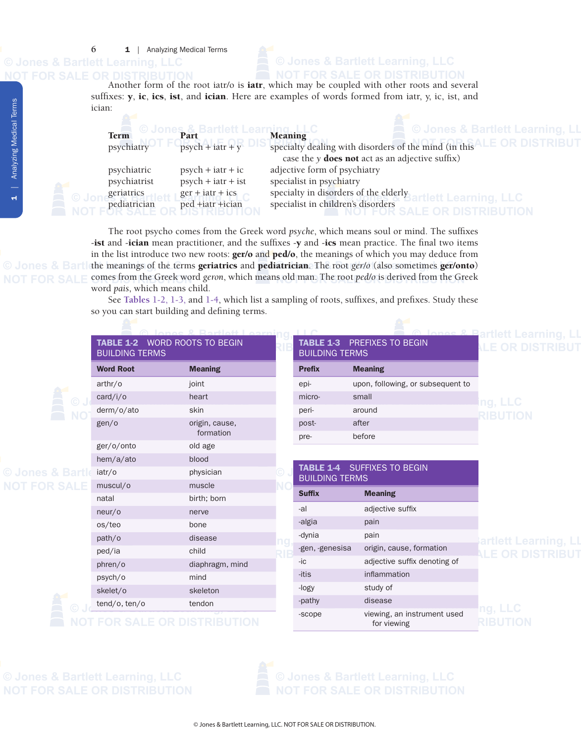Another form of the root iatr/o is **iatr**, which may be coupled with other roots and several suffixes: **y**, **ic**, **ics**, **ist**, and **ician**. Here are examples of words formed from iatr, y, ic, ist, and ician:

| Term | Part | Meaning |
|---|---|---|
| psychiatry | psych + iatr + y | specialty dealing with disorders of the mind (in this case the *y* **does not** act as an adjective suffix) |
| psychiatric | psych + iatr + ic | adjective form of psychiatry |
| psychiatrist | psych + iatr + ist | specialist in psychiatry |
| geriatrics | ger + iatr + ics | specialty in disorders of the elderly |
| pediatrician | ped +iatr +ician | specialist in children's disorders |

The root psycho comes from the Greek word *psyche*, which means soul or mind. The suffixes -**ist** and -**ician** mean practitioner, and the suffixes -**y** and -**ics** mean practice. The final two items in the list introduce two new roots: **ger/o** and **ped/o**, the meanings of which you may deduce from the meanings of the terms **geriatrics** and **pediatrician**. The root *ger/o* (also sometimes **ger/onto**) comes from the Greek word *geron*, which means old man. The root *ped/o* is derived from the Greek word *pais*, which means child.

See Tables 1-2, 1-3, and 1-4, which list a sampling of roots, suffixes, and prefixes. Study these so you can start building and defining terms.

**TABLE 1-2 WORD ROOTS TO BEGIN BUILDING TERMS**

| Word Root | Meaning |
|---|---|
| arthr/o | joint |
| card/i/o | heart |
| derm/o/ato | skin |
| gen/o | origin, cause, formation |
| ger/o/onto | old age |
| hem/a/ato | blood |
| iatr/o | physician |
| muscul/o | muscle |
| natal | birth; born |
| neur/o | nerve |
| os/teo | bone |
| path/o | disease |
| ped/ia | child |
| phren/o | diaphragm, mind |
| psych/o | mind |
| skelet/o | skeleton |
| tend/o, ten/o | tendon |

**TABLE 1-3 PREFIXES TO BEGIN BUILDING TERMS**

| Prefix | Meaning |
|---|---|
| epi- | upon, following, or subsequent to |
| micro- | small |
| peri- | around |
| post- | after |
| pre- | before |

**TABLE 1-4 SUFFIXES TO BEGIN BUILDING TERMS**

| Suffix | Meaning |
|---|---|
| -al | adjective suffix |
| -algia | pain |
| -dynia | pain |
| -gen, -genesis | origin, cause, formation |
| -ic | adjective suffix denoting of |
| -itis | inflammation |
| -logy | study of |
| -pathy | disease |
| -scope | viewing, an instrument used for viewing |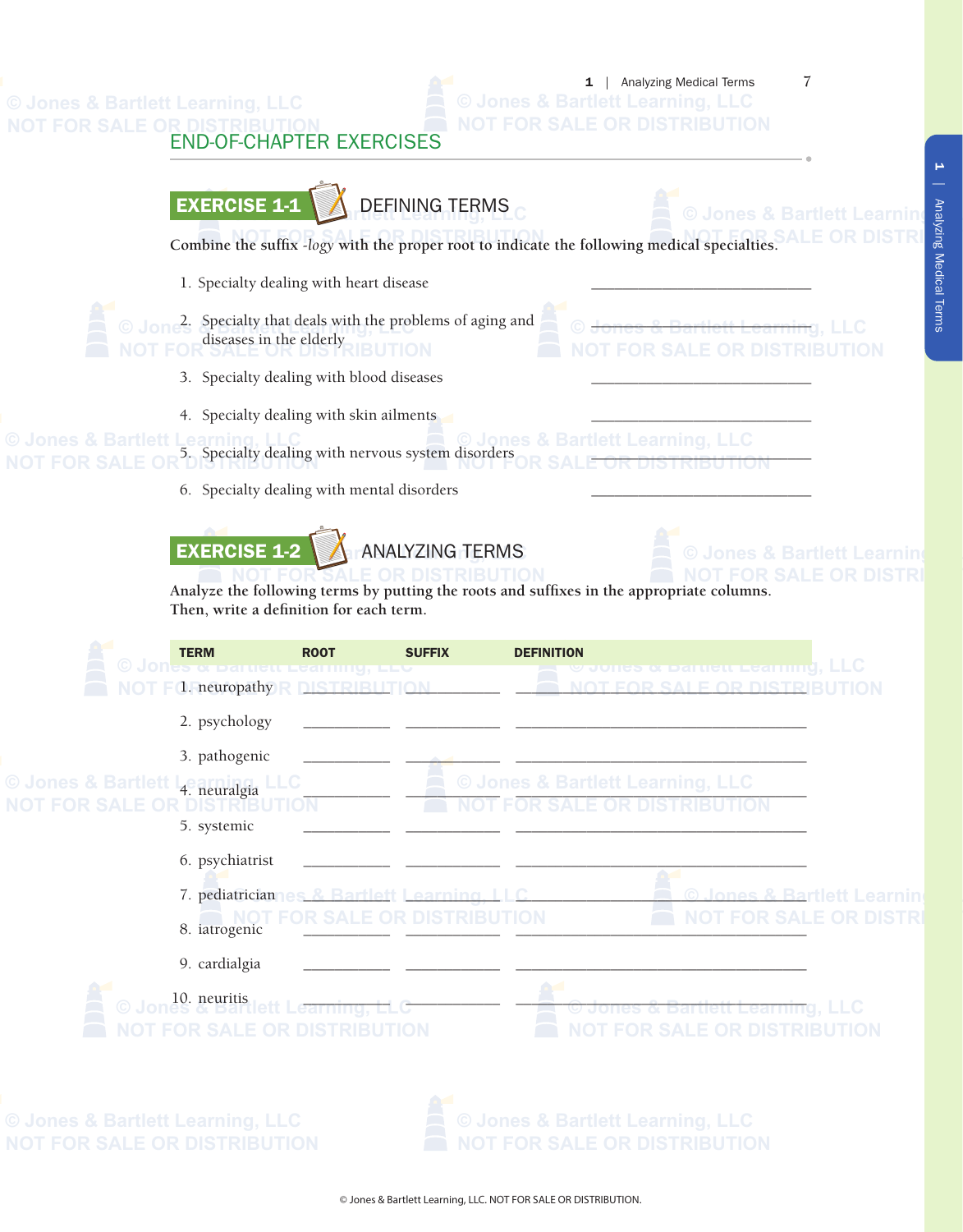## END-OF-CHAPTER EXERCISES

### EXERCISE 1-1 DEFINING TERMS

**Combine the suffix *-logy* with the proper root to indicate the following medical specialties.**

1. Specialty dealing with heart disease ____________________
2. Specialty that deals with the problems of aging and diseases in the elderly ____________________
3. Specialty dealing with blood diseases ____________________
4. Specialty dealing with skin ailments ____________________
5. Specialty dealing with nervous system disorders ____________________
6. Specialty dealing with mental disorders ____________________

### EXERCISE 1-2 ANALYZING TERMS

**Analyze the following terms by putting the roots and suffixes in the appropriate columns. Then, write a definition for each term.**

| TERM | ROOT | SUFFIX | DEFINITION |
|---|---|---|---|
| 1. neuropathy | ________ | ________ | ____________________ |
| 2. psychology | ________ | ________ | ____________________ |
| 3. pathogenic | ________ | ________ | ____________________ |
| 4. neuralgia | ________ | ________ | ____________________ |
| 5. systemic | ________ | ________ | ____________________ |
| 6. psychiatrist | ________ | ________ | ____________________ |
| 7. pediatrician | ________ | ________ | ____________________ |
| 8. iatrogenic | ________ | ________ | ____________________ |
| 9. cardialgia | ________ | ________ | ____________________ |
| 10. neuritis | ________ | ________ | ____________________ |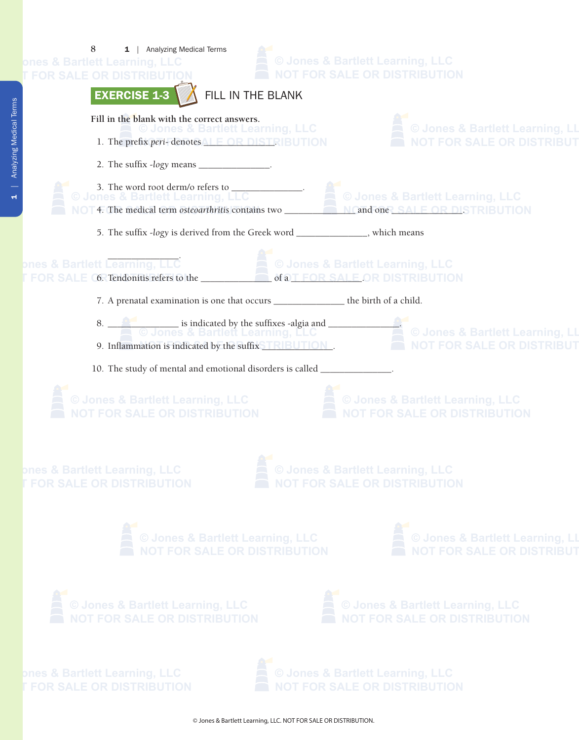## EXERCISE 1-3 FILL IN THE BLANK

Fill in the blank with the correct answers.

1. The prefix *peri-* denotes _______________.
2. The suffix *-logy* means _______________.
3. The word root derm/o refers to _______________.
4. The medical term *osteoarthritis* contains two _______________ and one _______________.
5. The suffix *-logy* is derived from the Greek word _______________, which means _______________.
6. Tendonitis refers to the _______________ of a _______________.
7. A prenatal examination is one that occurs _______________ the birth of a child.
8. _______________ is indicated by the suffixes -algia and _______________.
9. Inflammation is indicated by the suffix _______________.
10. The study of mental and emotional disorders is called _______________.